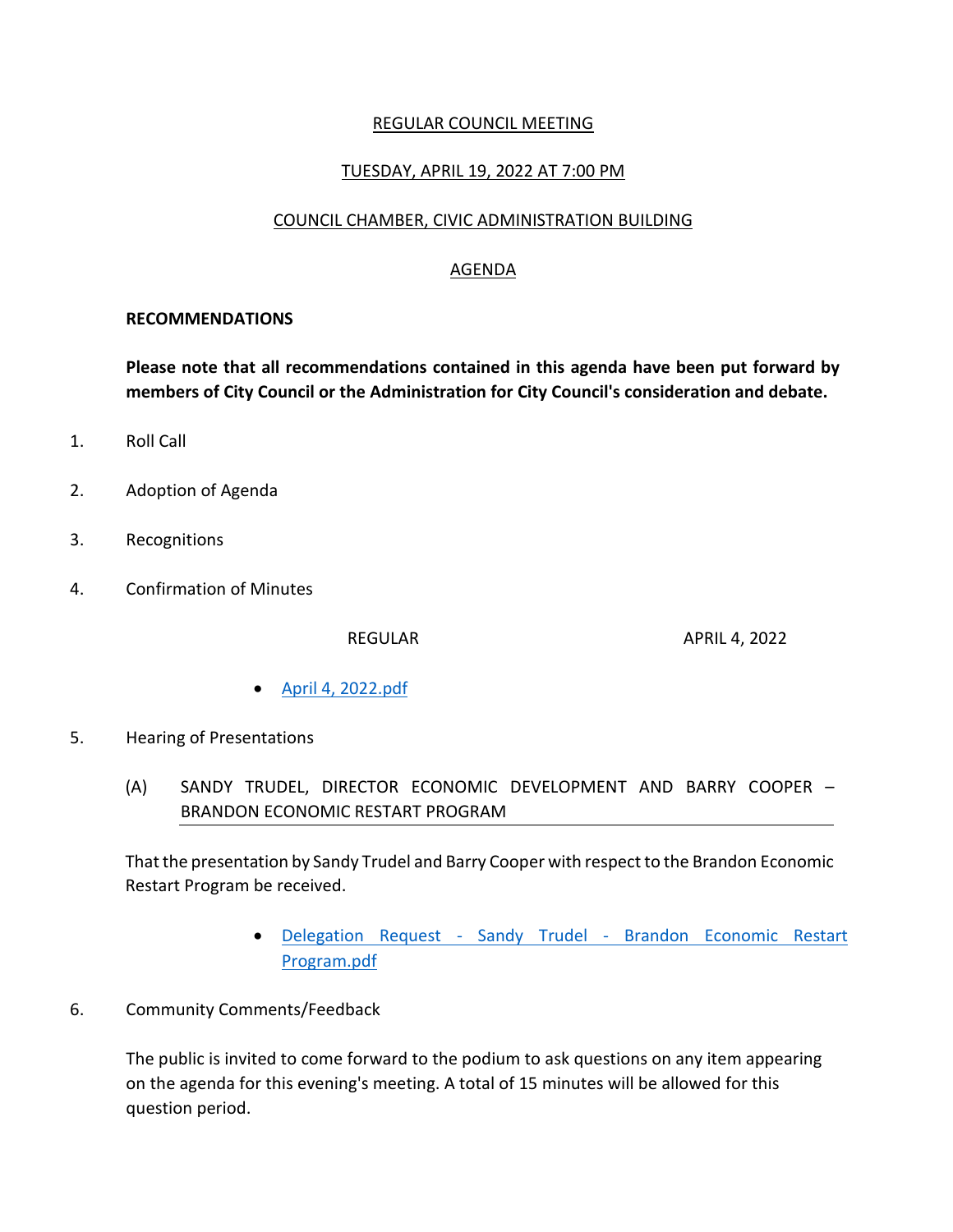# REGULAR COUNCIL MEETING

## TUESDAY, APRIL 19, 2022 AT 7:00 PM

## COUNCIL CHAMBER, CIVIC ADMINISTRATION BUILDING

## AGENDA

**RECOMMENDATIONS**

**Please note that all recommendations contained in this agenda have been put forward by members of City Council or the Administration for City Council's consideration and debate.**

1. Roll Call

2. Adoption of Agenda

3. Recognitions

4. Confirmation of Minutes

   REGULAR APRIL 4, 2022

   - April 4, 2022.pdf

5. Hearing of Presentations

   (A) SANDY TRUDEL, DIRECTOR ECONOMIC DEVELOPMENT AND BARRY COOPER – BRANDON ECONOMIC RESTART PROGRAM

   That the presentation by Sandy Trudel and Barry Cooper with respect to the Brandon Economic Restart Program be received.

   - Delegation Request - Sandy Trudel - Brandon Economic Restart Program.pdf

6. Community Comments/Feedback

   The public is invited to come forward to the podium to ask questions on any item appearing on the agenda for this evening's meeting. A total of 15 minutes will be allowed for this question period.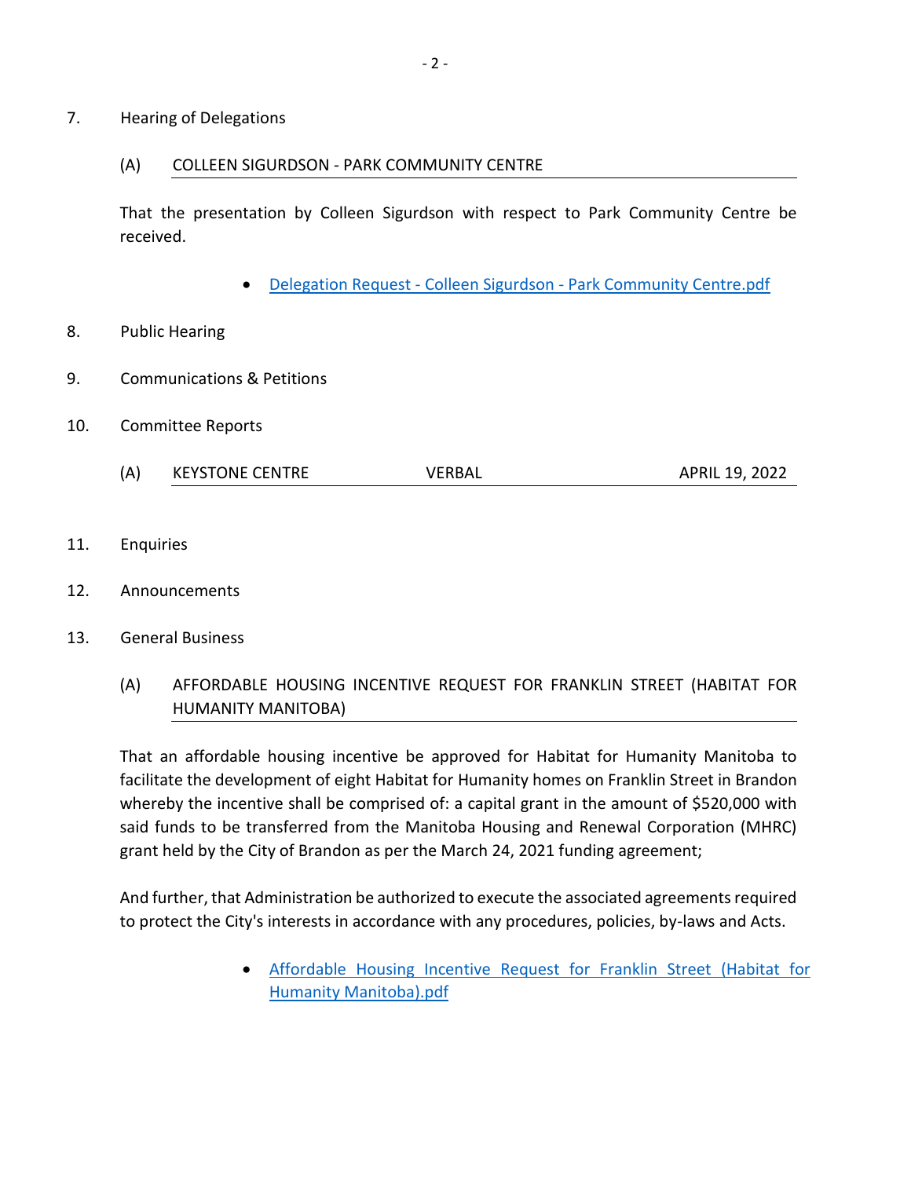7. Hearing of Delegations

(A) COLLEEN SIGURDSON - PARK COMMUNITY CENTRE

That the presentation by Colleen Sigurdson with respect to Park Community Centre be received.

- Delegation Request - Colleen Sigurdson - Park Community Centre.pdf

8. Public Hearing

9. Communications & Petitions

10. Committee Reports

| (A) | KEYSTONE CENTRE | VERBAL | APRIL 19, 2022 |
|---|---|---|---|

11. Enquiries

12. Announcements

13. General Business

(A) AFFORDABLE HOUSING INCENTIVE REQUEST FOR FRANKLIN STREET (HABITAT FOR HUMANITY MANITOBA)

That an affordable housing incentive be approved for Habitat for Humanity Manitoba to facilitate the development of eight Habitat for Humanity homes on Franklin Street in Brandon whereby the incentive shall be comprised of: a capital grant in the amount of $520,000 with said funds to be transferred from the Manitoba Housing and Renewal Corporation (MHRC) grant held by the City of Brandon as per the March 24, 2021 funding agreement;

And further, that Administration be authorized to execute the associated agreements required to protect the City's interests in accordance with any procedures, policies, by-laws and Acts.

- Affordable Housing Incentive Request for Franklin Street (Habitat for Humanity Manitoba).pdf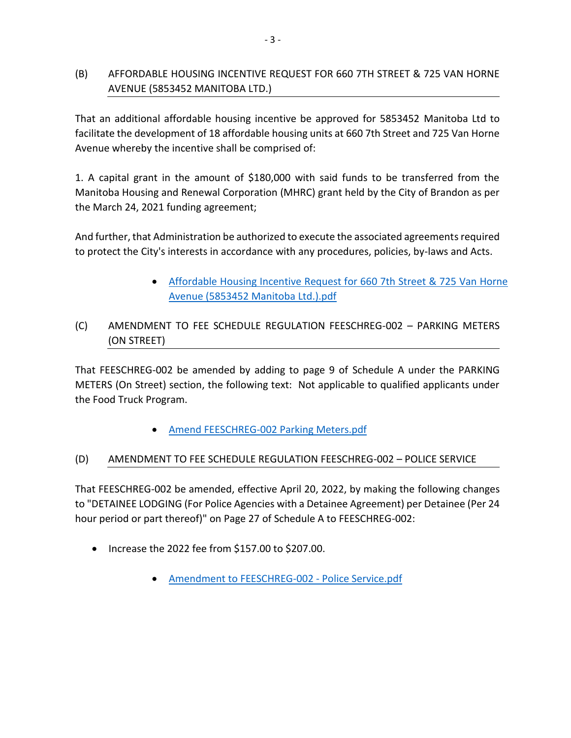### (B) AFFORDABLE HOUSING INCENTIVE REQUEST FOR 660 7TH STREET & 725 VAN HORNE AVENUE (5853452 MANITOBA LTD.)

That an additional affordable housing incentive be approved for 5853452 Manitoba Ltd to facilitate the development of 18 affordable housing units at 660 7th Street and 725 Van Horne Avenue whereby the incentive shall be comprised of:

1. A capital grant in the amount of $180,000 with said funds to be transferred from the Manitoba Housing and Renewal Corporation (MHRC) grant held by the City of Brandon as per the March 24, 2021 funding agreement;

And further, that Administration be authorized to execute the associated agreements required to protect the City's interests in accordance with any procedures, policies, by-laws and Acts.

- Affordable Housing Incentive Request for 660 7th Street & 725 Van Horne Avenue (5853452 Manitoba Ltd.).pdf

### (C) AMENDMENT TO FEE SCHEDULE REGULATION FEESCHREG-002 – PARKING METERS (ON STREET)

That FEESCHREG-002 be amended by adding to page 9 of Schedule A under the PARKING METERS (On Street) section, the following text: Not applicable to qualified applicants under the Food Truck Program.

- Amend FEESCHREG-002 Parking Meters.pdf

### (D) AMENDMENT TO FEE SCHEDULE REGULATION FEESCHREG-002 – POLICE SERVICE

That FEESCHREG-002 be amended, effective April 20, 2022, by making the following changes to "DETAINEE LODGING (For Police Agencies with a Detainee Agreement) per Detainee (Per 24 hour period or part thereof)" on Page 27 of Schedule A to FEESCHREG-002:

- Increase the 2022 fee from $157.00 to $207.00.

- Amendment to FEESCHREG-002 - Police Service.pdf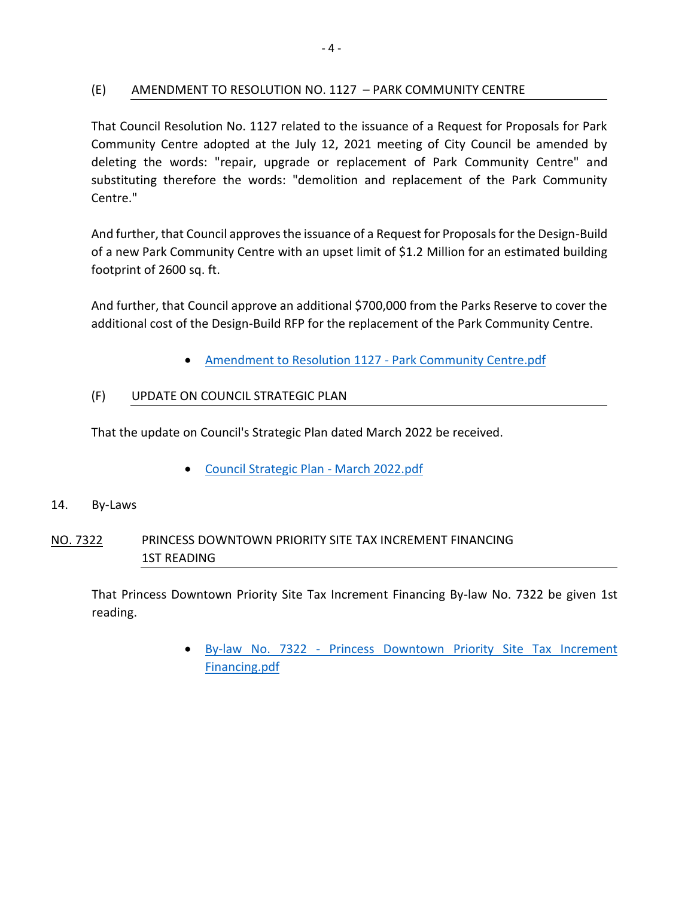### (E) AMENDMENT TO RESOLUTION NO. 1127 – PARK COMMUNITY CENTRE

That Council Resolution No. 1127 related to the issuance of a Request for Proposals for Park Community Centre adopted at the July 12, 2021 meeting of City Council be amended by deleting the words: "repair, upgrade or replacement of Park Community Centre" and substituting therefore the words: "demolition and replacement of the Park Community Centre."

And further, that Council approves the issuance of a Request for Proposals for the Design-Build of a new Park Community Centre with an upset limit of $1.2 Million for an estimated building footprint of 2600 sq. ft.

And further, that Council approve an additional $700,000 from the Parks Reserve to cover the additional cost of the Design-Build RFP for the replacement of the Park Community Centre.

- Amendment to Resolution 1127 - Park Community Centre.pdf

### (F) UPDATE ON COUNCIL STRATEGIC PLAN

That the update on Council's Strategic Plan dated March 2022 be received.

- Council Strategic Plan - March 2022.pdf

## 14. By-Laws

### NO. 7322 PRINCESS DOWNTOWN PRIORITY SITE TAX INCREMENT FINANCING 1ST READING

That Princess Downtown Priority Site Tax Increment Financing By-law No. 7322 be given 1st reading.

- By-law No. 7322 - Princess Downtown Priority Site Tax Increment Financing.pdf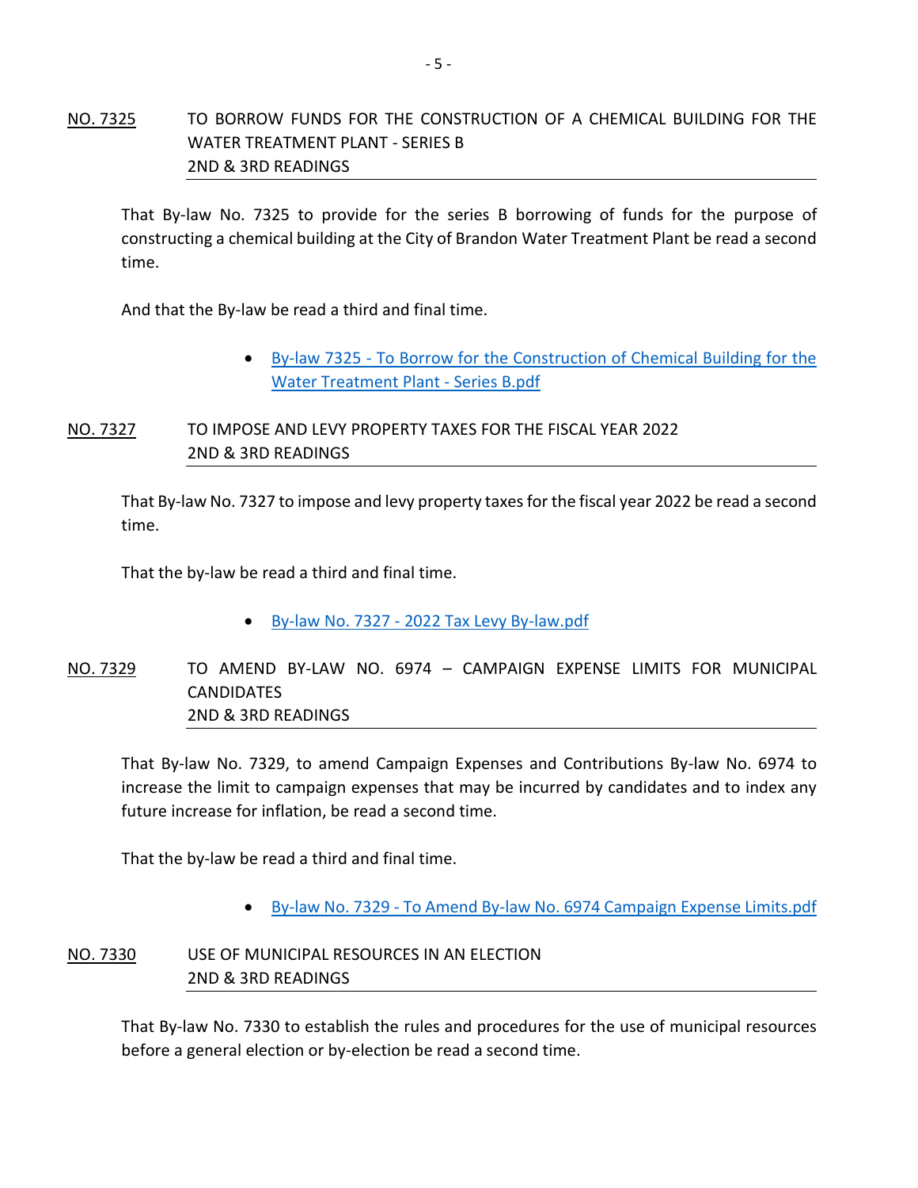NO. 7325 TO BORROW FUNDS FOR THE CONSTRUCTION OF A CHEMICAL BUILDING FOR THE WATER TREATMENT PLANT - SERIES B
2ND & 3RD READINGS

That By-law No. 7325 to provide for the series B borrowing of funds for the purpose of constructing a chemical building at the City of Brandon Water Treatment Plant be read a second time.

And that the By-law be read a third and final time.

- By-law 7325 - To Borrow for the Construction of Chemical Building for the Water Treatment Plant - Series B.pdf

NO. 7327 TO IMPOSE AND LEVY PROPERTY TAXES FOR THE FISCAL YEAR 2022
2ND & 3RD READINGS

That By-law No. 7327 to impose and levy property taxes for the fiscal year 2022 be read a second time.

That the by-law be read a third and final time.

- By-law No. 7327 - 2022 Tax Levy By-law.pdf

NO. 7329 TO AMEND BY-LAW NO. 6974 – CAMPAIGN EXPENSE LIMITS FOR MUNICIPAL CANDIDATES
2ND & 3RD READINGS

That By-law No. 7329, to amend Campaign Expenses and Contributions By-law No. 6974 to increase the limit to campaign expenses that may be incurred by candidates and to index any future increase for inflation, be read a second time.

That the by-law be read a third and final time.

- By-law No. 7329 - To Amend By-law No. 6974 Campaign Expense Limits.pdf

NO. 7330 USE OF MUNICIPAL RESOURCES IN AN ELECTION
2ND & 3RD READINGS

That By-law No. 7330 to establish the rules and procedures for the use of municipal resources before a general election or by-election be read a second time.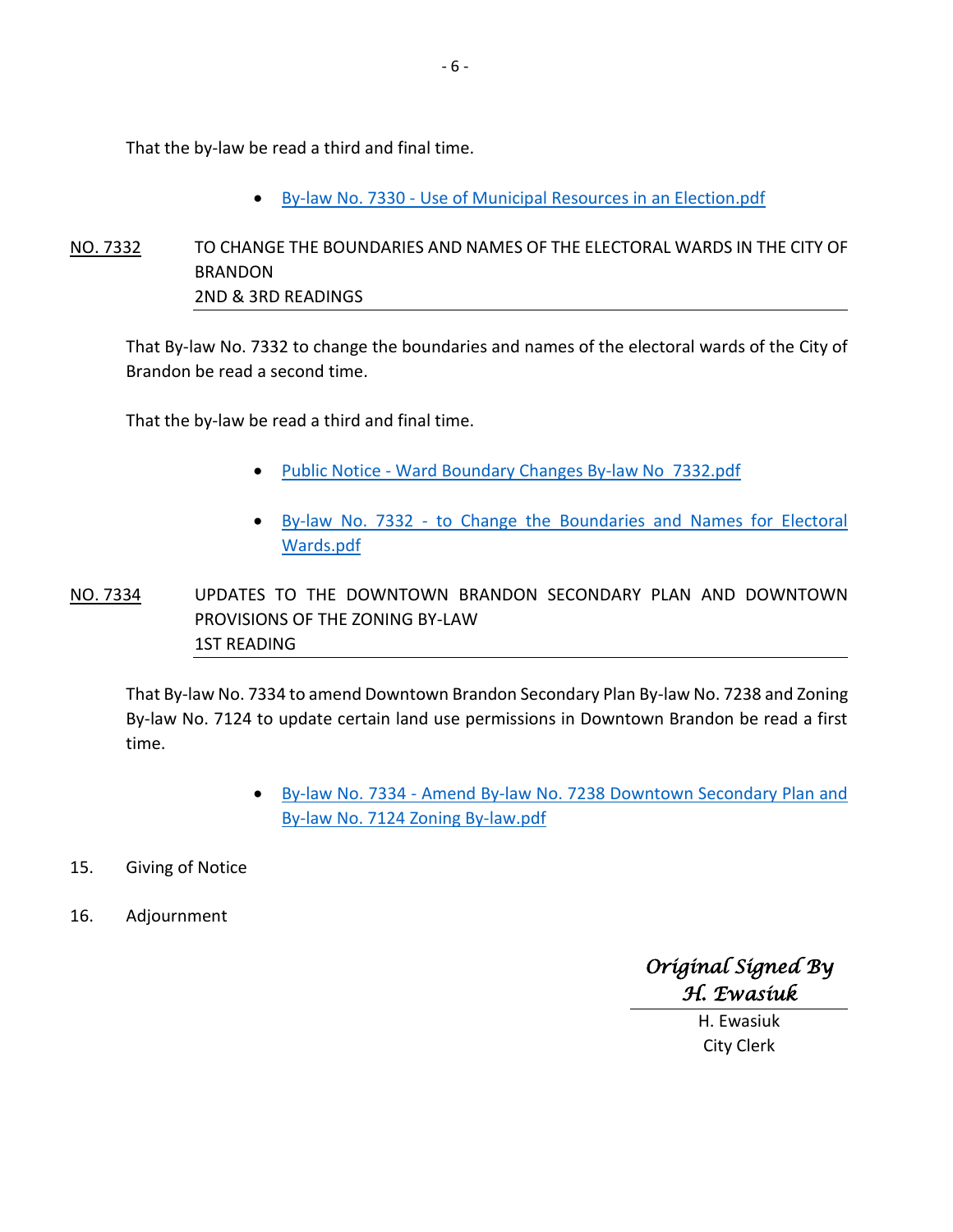That the by-law be read a third and final time.

- By-law No. 7330 - Use of Municipal Resources in an Election.pdf

NO. 7332 TO CHANGE THE BOUNDARIES AND NAMES OF THE ELECTORAL WARDS IN THE CITY OF BRANDON
2ND & 3RD READINGS

That By-law No. 7332 to change the boundaries and names of the electoral wards of the City of Brandon be read a second time.

That the by-law be read a third and final time.

- Public Notice - Ward Boundary Changes By-law No 7332.pdf
- By-law No. 7332 - to Change the Boundaries and Names for Electoral Wards.pdf

NO. 7334 UPDATES TO THE DOWNTOWN BRANDON SECONDARY PLAN AND DOWNTOWN PROVISIONS OF THE ZONING BY-LAW
1ST READING

That By-law No. 7334 to amend Downtown Brandon Secondary Plan By-law No. 7238 and Zoning By-law No. 7124 to update certain land use permissions in Downtown Brandon be read a first time.

- By-law No. 7334 - Amend By-law No. 7238 Downtown Secondary Plan and By-law No. 7124 Zoning By-law.pdf

15. Giving of Notice

16. Adjournment

*Original Signed By*
*H. Ewasiuk*

H. Ewasiuk
City Clerk